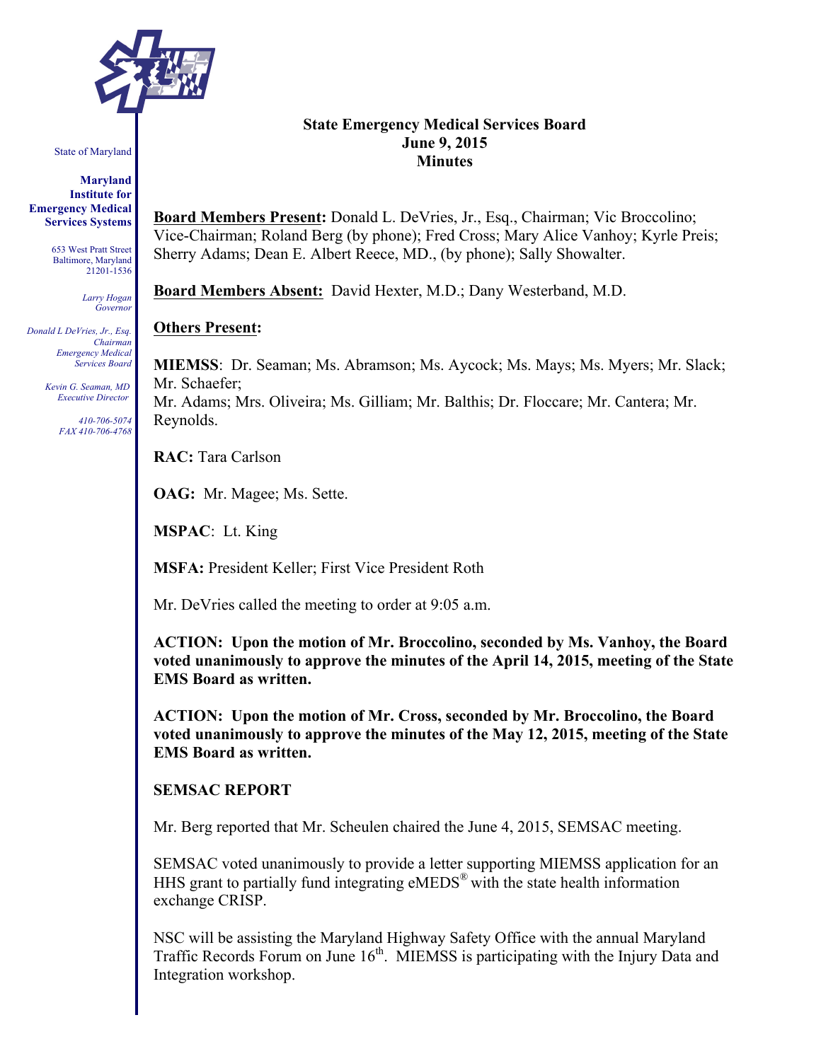State of Maryland

**Maryland Institute for Emergency Medical Services Systems**

653 West Pratt Street
Baltimore, Maryland
21201-1536

*Larry Hogan*
*Governor*

*Donald L DeVries, Jr., Esq.*
*Chairman*
*Emergency Medical Services Board*

*Kevin G. Seaman, MD*
*Executive Director*

*410-706-5074*
*FAX 410-706-4768*

# State Emergency Medical Services Board
## June 9, 2015
## Minutes

**Board Members Present:** Donald L. DeVries, Jr., Esq., Chairman; Vic Broccolino; Vice-Chairman; Roland Berg (by phone); Fred Cross; Mary Alice Vanhoy; Kyrle Preis; Sherry Adams; Dean E. Albert Reece, MD., (by phone); Sally Showalter.

**Board Members Absent:** David Hexter, M.D.; Dany Westerband, M.D.

**Others Present:**

**MIEMSS**: Dr. Seaman; Ms. Abramson; Ms. Aycock; Ms. Mays; Ms. Myers; Mr. Slack; Mr. Schaefer;
Mr. Adams; Mrs. Oliveira; Ms. Gilliam; Mr. Balthis; Dr. Floccare; Mr. Cantera; Mr. Reynolds.

**RAC:** Tara Carlson

**OAG:** Mr. Magee; Ms. Sette.

**MSPAC**: Lt. King

**MSFA:** President Keller; First Vice President Roth

Mr. DeVries called the meeting to order at 9:05 a.m.

**ACTION: Upon the motion of Mr. Broccolino, seconded by Ms. Vanhoy, the Board voted unanimously to approve the minutes of the April 14, 2015, meeting of the State EMS Board as written.**

**ACTION: Upon the motion of Mr. Cross, seconded by Mr. Broccolino, the Board voted unanimously to approve the minutes of the May 12, 2015, meeting of the State EMS Board as written.**

**SEMSAC REPORT**

Mr. Berg reported that Mr. Scheulen chaired the June 4, 2015, SEMSAC meeting.

SEMSAC voted unanimously to provide a letter supporting MIEMSS application for an HHS grant to partially fund integrating eMEDS® with the state health information exchange CRISP.

NSC will be assisting the Maryland Highway Safety Office with the annual Maryland Traffic Records Forum on June 16th. MIEMSS is participating with the Injury Data and Integration workshop.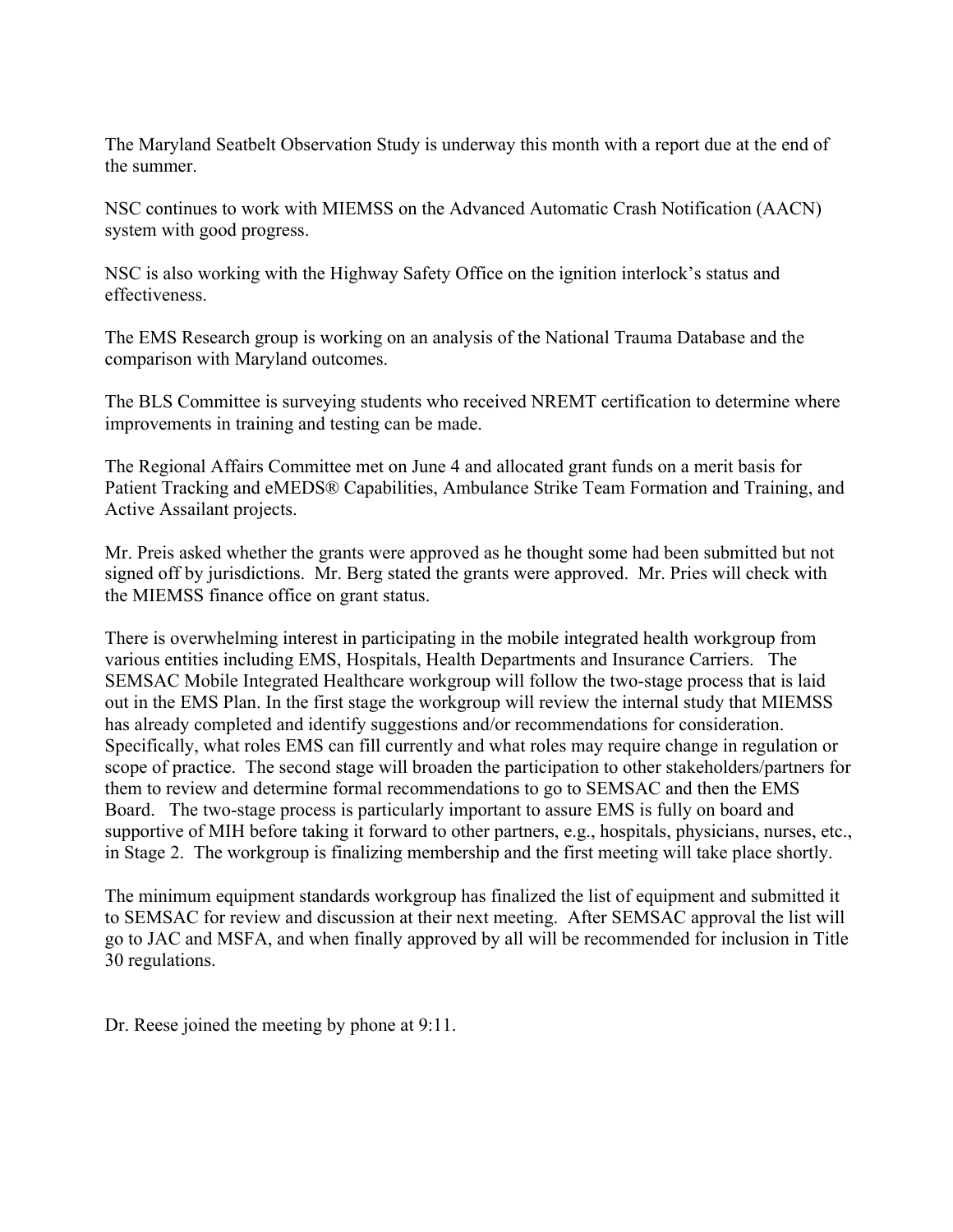The Maryland Seatbelt Observation Study is underway this month with a report due at the end of the summer.

NSC continues to work with MIEMSS on the Advanced Automatic Crash Notification (AACN) system with good progress.

NSC is also working with the Highway Safety Office on the ignition interlock's status and effectiveness.

The EMS Research group is working on an analysis of the National Trauma Database and the comparison with Maryland outcomes.

The BLS Committee is surveying students who received NREMT certification to determine where improvements in training and testing can be made.

The Regional Affairs Committee met on June 4 and allocated grant funds on a merit basis for Patient Tracking and eMEDS® Capabilities, Ambulance Strike Team Formation and Training, and Active Assailant projects.

Mr. Preis asked whether the grants were approved as he thought some had been submitted but not signed off by jurisdictions. Mr. Berg stated the grants were approved. Mr. Pries will check with the MIEMSS finance office on grant status.

There is overwhelming interest in participating in the mobile integrated health workgroup from various entities including EMS, Hospitals, Health Departments and Insurance Carriers. The SEMSAC Mobile Integrated Healthcare workgroup will follow the two-stage process that is laid out in the EMS Plan. In the first stage the workgroup will review the internal study that MIEMSS has already completed and identify suggestions and/or recommendations for consideration. Specifically, what roles EMS can fill currently and what roles may require change in regulation or scope of practice. The second stage will broaden the participation to other stakeholders/partners for them to review and determine formal recommendations to go to SEMSAC and then the EMS Board. The two-stage process is particularly important to assure EMS is fully on board and supportive of MIH before taking it forward to other partners, e.g., hospitals, physicians, nurses, etc., in Stage 2. The workgroup is finalizing membership and the first meeting will take place shortly.

The minimum equipment standards workgroup has finalized the list of equipment and submitted it to SEMSAC for review and discussion at their next meeting. After SEMSAC approval the list will go to JAC and MSFA, and when finally approved by all will be recommended for inclusion in Title 30 regulations.

Dr. Reese joined the meeting by phone at 9:11.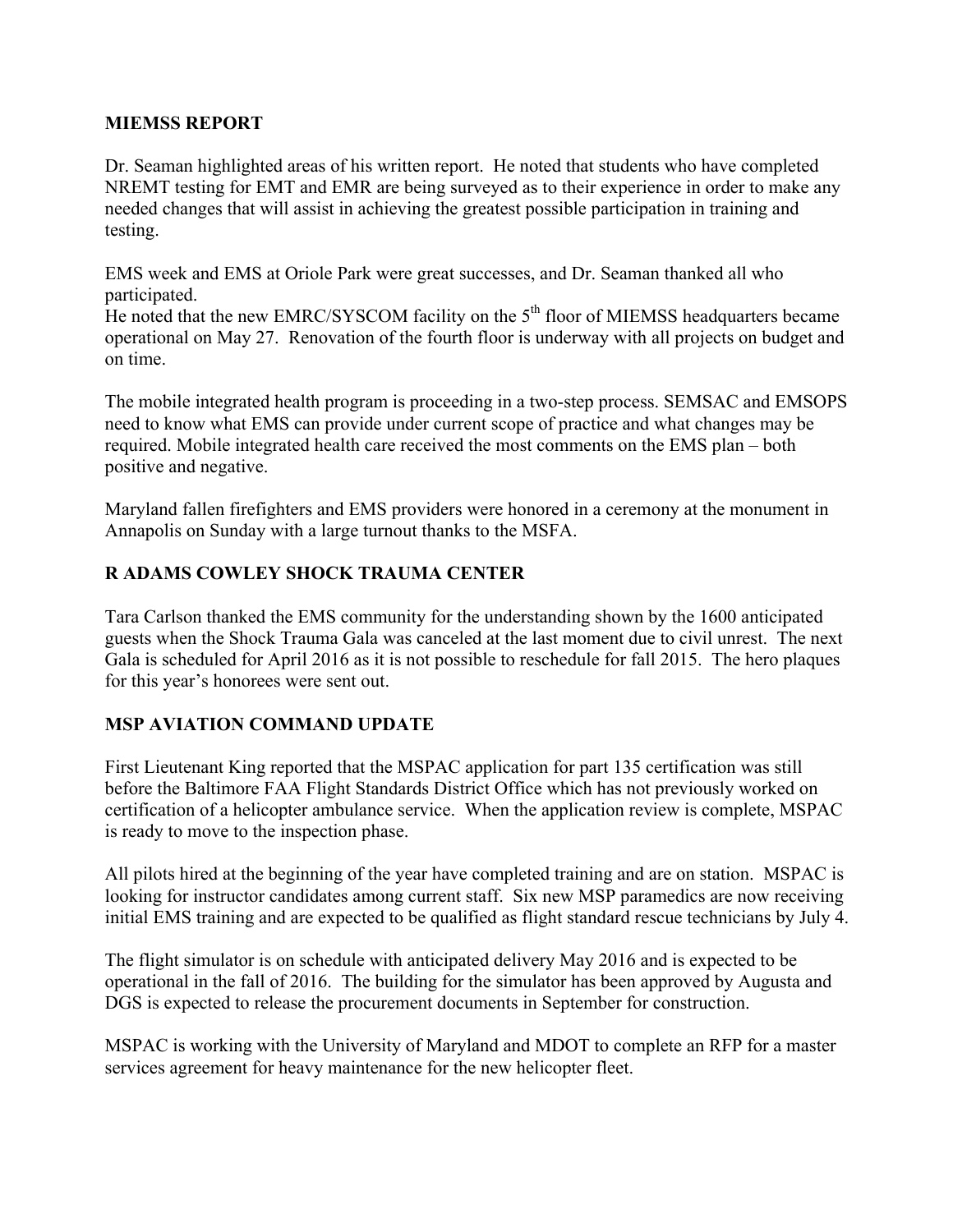## MIEMSS REPORT

Dr. Seaman highlighted areas of his written report. He noted that students who have completed NREMT testing for EMT and EMR are being surveyed as to their experience in order to make any needed changes that will assist in achieving the greatest possible participation in training and testing.

EMS week and EMS at Oriole Park were great successes, and Dr. Seaman thanked all who participated.
He noted that the new EMRC/SYSCOM facility on the 5th floor of MIEMSS headquarters became operational on May 27. Renovation of the fourth floor is underway with all projects on budget and on time.

The mobile integrated health program is proceeding in a two-step process. SEMSAC and EMSOPS need to know what EMS can provide under current scope of practice and what changes may be required. Mobile integrated health care received the most comments on the EMS plan – both positive and negative.

Maryland fallen firefighters and EMS providers were honored in a ceremony at the monument in Annapolis on Sunday with a large turnout thanks to the MSFA.

## R ADAMS COWLEY SHOCK TRAUMA CENTER

Tara Carlson thanked the EMS community for the understanding shown by the 1600 anticipated guests when the Shock Trauma Gala was canceled at the last moment due to civil unrest. The next Gala is scheduled for April 2016 as it is not possible to reschedule for fall 2015. The hero plaques for this year's honorees were sent out.

## MSP AVIATION COMMAND UPDATE

First Lieutenant King reported that the MSPAC application for part 135 certification was still before the Baltimore FAA Flight Standards District Office which has not previously worked on certification of a helicopter ambulance service. When the application review is complete, MSPAC is ready to move to the inspection phase.

All pilots hired at the beginning of the year have completed training and are on station. MSPAC is looking for instructor candidates among current staff. Six new MSP paramedics are now receiving initial EMS training and are expected to be qualified as flight standard rescue technicians by July 4.

The flight simulator is on schedule with anticipated delivery May 2016 and is expected to be operational in the fall of 2016. The building for the simulator has been approved by Augusta and DGS is expected to release the procurement documents in September for construction.

MSPAC is working with the University of Maryland and MDOT to complete an RFP for a master services agreement for heavy maintenance for the new helicopter fleet.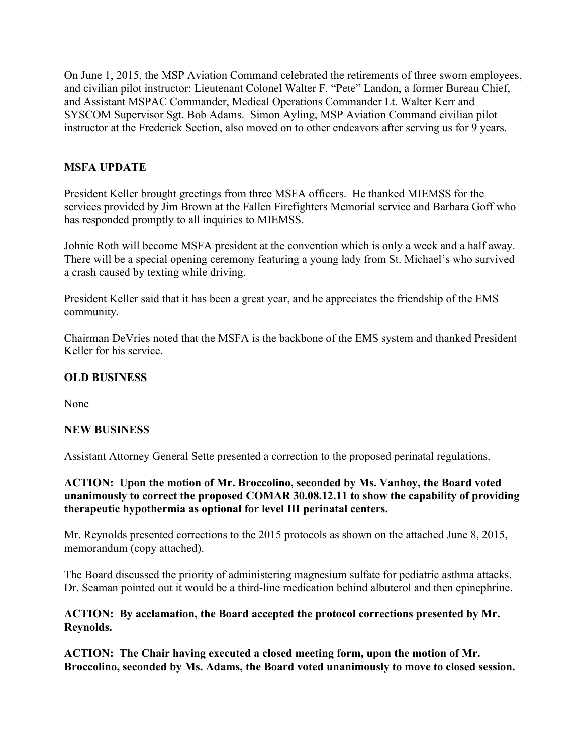On June 1, 2015, the MSP Aviation Command celebrated the retirements of three sworn employees, and civilian pilot instructor: Lieutenant Colonel Walter F. "Pete" Landon, a former Bureau Chief, and Assistant MSPAC Commander, Medical Operations Commander Lt. Walter Kerr and SYSCOM Supervisor Sgt. Bob Adams. Simon Ayling, MSP Aviation Command civilian pilot instructor at the Frederick Section, also moved on to other endeavors after serving us for 9 years.

**MSFA UPDATE**

President Keller brought greetings from three MSFA officers. He thanked MIEMSS for the services provided by Jim Brown at the Fallen Firefighters Memorial service and Barbara Goff who has responded promptly to all inquiries to MIEMSS.

Johnie Roth will become MSFA president at the convention which is only a week and a half away. There will be a special opening ceremony featuring a young lady from St. Michael's who survived a crash caused by texting while driving.

President Keller said that it has been a great year, and he appreciates the friendship of the EMS community.

Chairman DeVries noted that the MSFA is the backbone of the EMS system and thanked President Keller for his service.

**OLD BUSINESS**

None

**NEW BUSINESS**

Assistant Attorney General Sette presented a correction to the proposed perinatal regulations.

**ACTION: Upon the motion of Mr. Broccolino, seconded by Ms. Vanhoy, the Board voted unanimously to correct the proposed COMAR 30.08.12.11 to show the capability of providing therapeutic hypothermia as optional for level III perinatal centers.**

Mr. Reynolds presented corrections to the 2015 protocols as shown on the attached June 8, 2015, memorandum (copy attached).

The Board discussed the priority of administering magnesium sulfate for pediatric asthma attacks. Dr. Seaman pointed out it would be a third-line medication behind albuterol and then epinephrine.

**ACTION: By acclamation, the Board accepted the protocol corrections presented by Mr. Reynolds.**

**ACTION: The Chair having executed a closed meeting form, upon the motion of Mr. Broccolino, seconded by Ms. Adams, the Board voted unanimously to move to closed session.**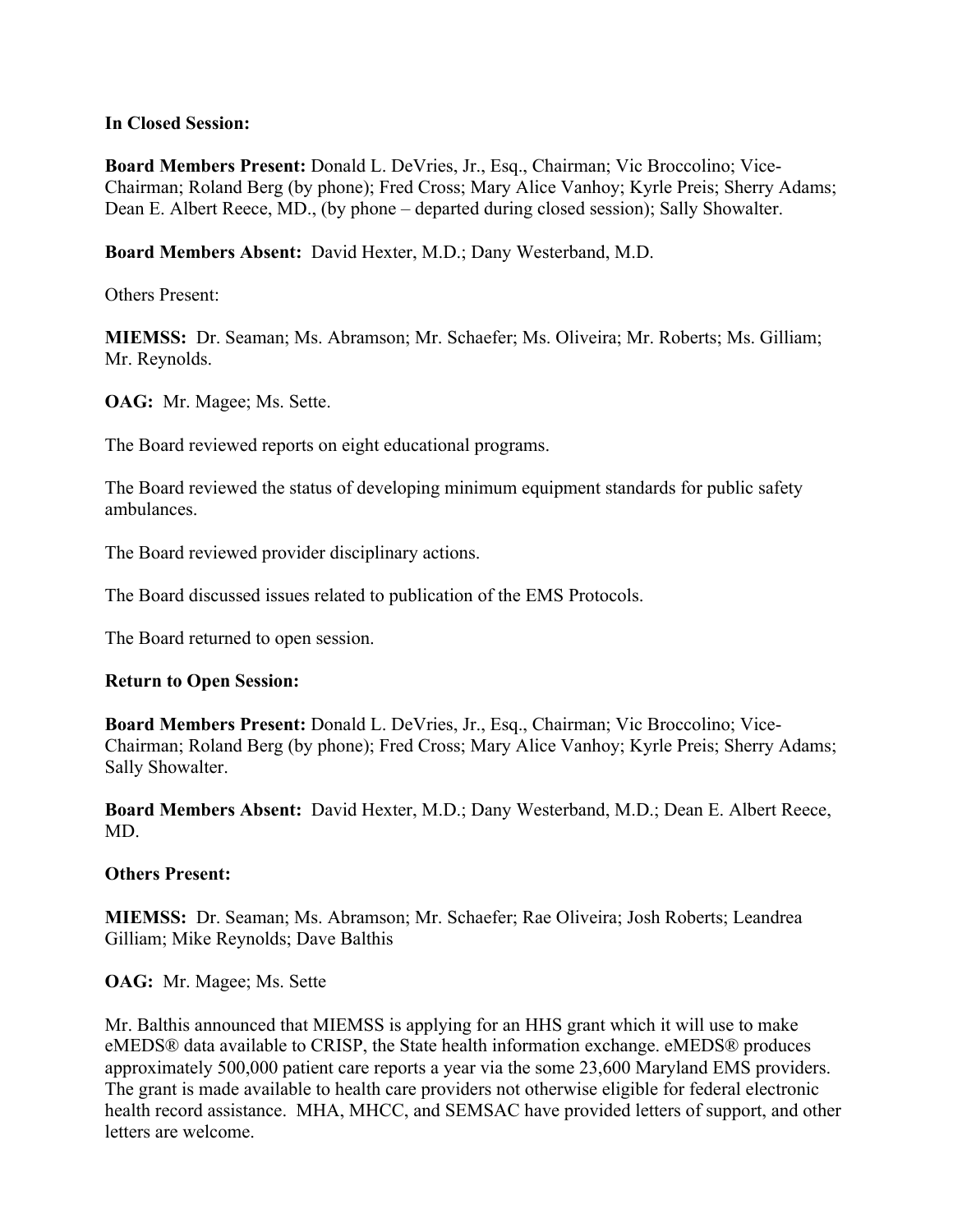**In Closed Session:**

**Board Members Present:** Donald L. DeVries, Jr., Esq., Chairman; Vic Broccolino; Vice-Chairman; Roland Berg (by phone); Fred Cross; Mary Alice Vanhoy; Kyrle Preis; Sherry Adams; Dean E. Albert Reece, MD., (by phone – departed during closed session); Sally Showalter.

**Board Members Absent:** David Hexter, M.D.; Dany Westerband, M.D.

Others Present:

**MIEMSS:** Dr. Seaman; Ms. Abramson; Mr. Schaefer; Ms. Oliveira; Mr. Roberts; Ms. Gilliam; Mr. Reynolds.

**OAG:** Mr. Magee; Ms. Sette.

The Board reviewed reports on eight educational programs.

The Board reviewed the status of developing minimum equipment standards for public safety ambulances.

The Board reviewed provider disciplinary actions.

The Board discussed issues related to publication of the EMS Protocols.

The Board returned to open session.

**Return to Open Session:**

**Board Members Present:** Donald L. DeVries, Jr., Esq., Chairman; Vic Broccolino; Vice-Chairman; Roland Berg (by phone); Fred Cross; Mary Alice Vanhoy; Kyrle Preis; Sherry Adams; Sally Showalter.

**Board Members Absent:** David Hexter, M.D.; Dany Westerband, M.D.; Dean E. Albert Reece, MD.

**Others Present:**

**MIEMSS:** Dr. Seaman; Ms. Abramson; Mr. Schaefer; Rae Oliveira; Josh Roberts; Leandrea Gilliam; Mike Reynolds; Dave Balthis

**OAG:** Mr. Magee; Ms. Sette

Mr. Balthis announced that MIEMSS is applying for an HHS grant which it will use to make eMEDS® data available to CRISP, the State health information exchange. eMEDS® produces approximately 500,000 patient care reports a year via the some 23,600 Maryland EMS providers. The grant is made available to health care providers not otherwise eligible for federal electronic health record assistance. MHA, MHCC, and SEMSAC have provided letters of support, and other letters are welcome.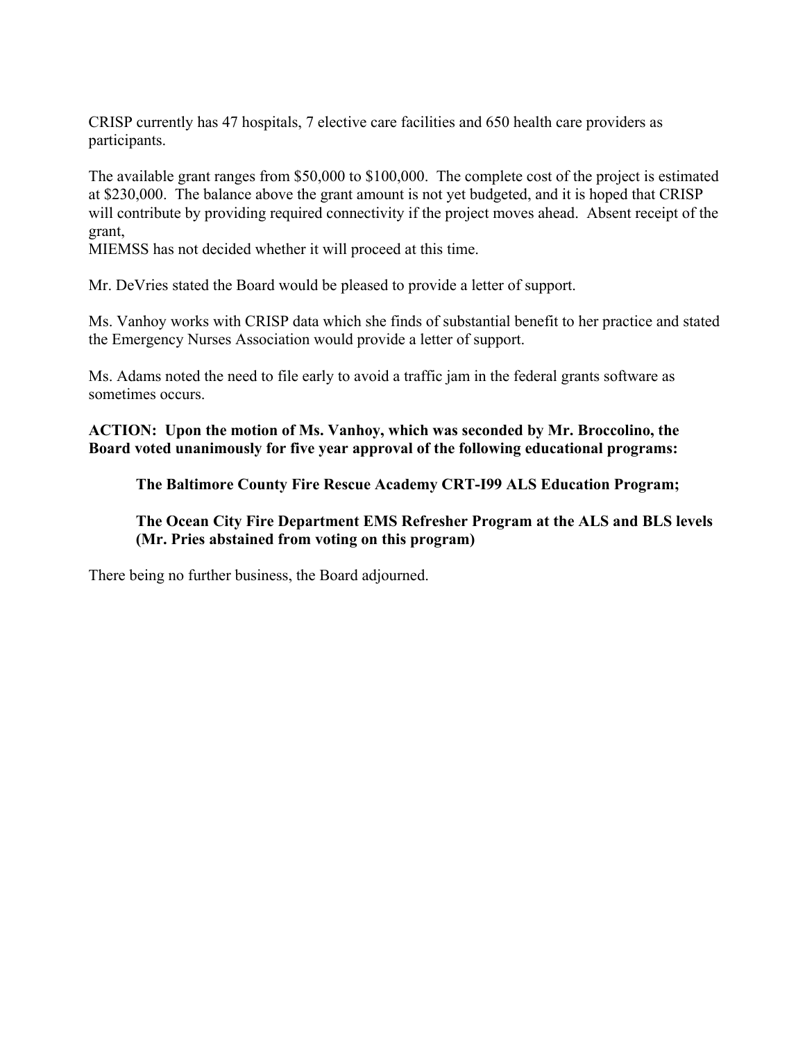CRISP currently has 47 hospitals, 7 elective care facilities and 650 health care providers as participants.

The available grant ranges from $50,000 to $100,000. The complete cost of the project is estimated at $230,000. The balance above the grant amount is not yet budgeted, and it is hoped that CRISP will contribute by providing required connectivity if the project moves ahead. Absent receipt of the grant,
MIEMSS has not decided whether it will proceed at this time.

Mr. DeVries stated the Board would be pleased to provide a letter of support.

Ms. Vanhoy works with CRISP data which she finds of substantial benefit to her practice and stated the Emergency Nurses Association would provide a letter of support.

Ms. Adams noted the need to file early to avoid a traffic jam in the federal grants software as sometimes occurs.

**ACTION: Upon the motion of Ms. Vanhoy, which was seconded by Mr. Broccolino, the Board voted unanimously for five year approval of the following educational programs:**

> **The Baltimore County Fire Rescue Academy CRT-I99 ALS Education Program;**
>
> **The Ocean City Fire Department EMS Refresher Program at the ALS and BLS levels (Mr. Pries abstained from voting on this program)**

There being no further business, the Board adjourned.